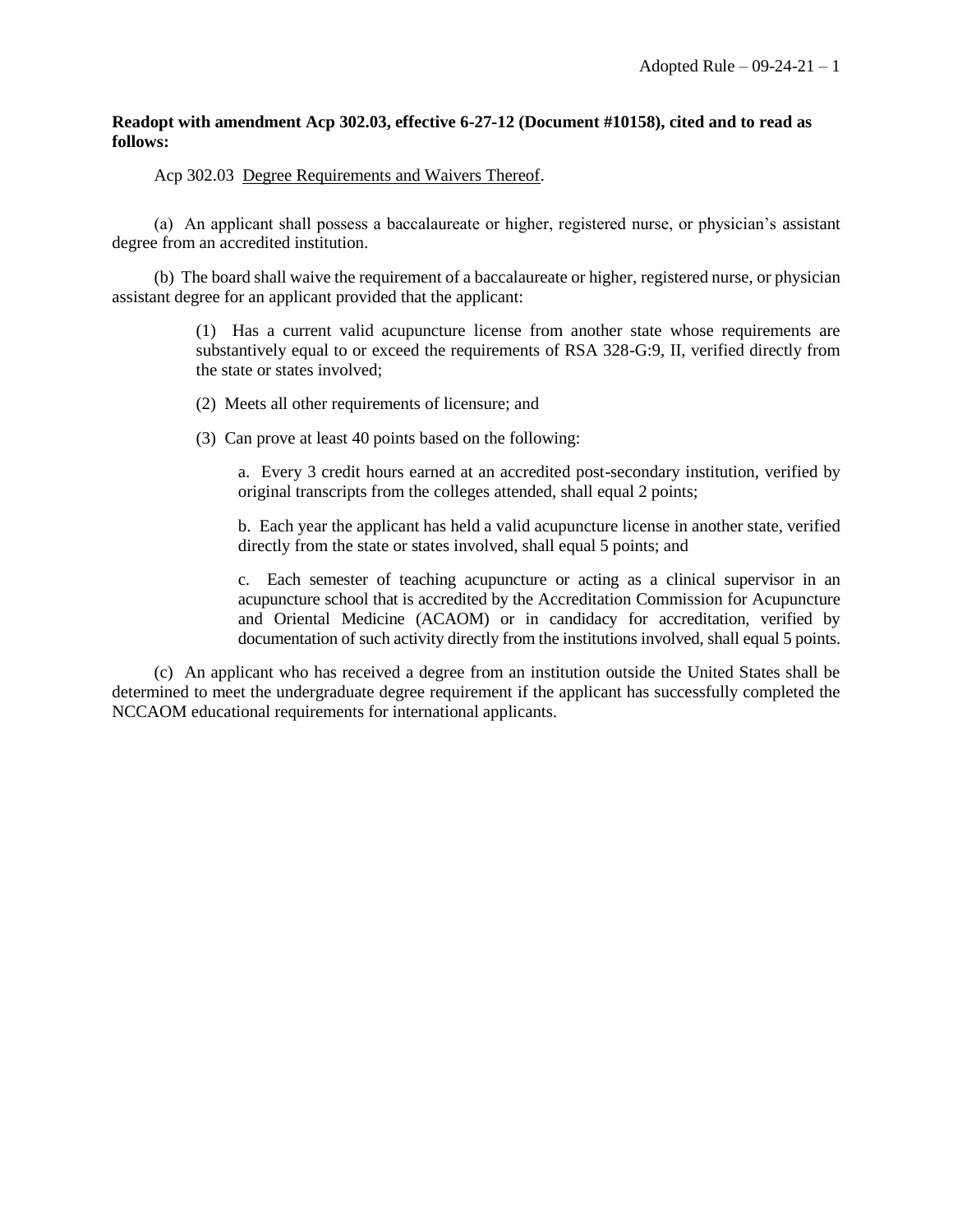**Readopt with amendment Acp 302.03, effective 6-27-12 (Document #10158), cited and to read as follows:**

Acp 302.03 Degree Requirements and Waivers Thereof.

(a) An applicant shall possess a baccalaureate or higher, registered nurse, or physician's assistant degree from an accredited institution.

(b) The board shall waive the requirement of a baccalaureate or higher, registered nurse, or physician assistant degree for an applicant provided that the applicant:

(1) Has a current valid acupuncture license from another state whose requirements are substantively equal to or exceed the requirements of RSA 328-G:9, II, verified directly from the state or states involved;

(2) Meets all other requirements of licensure; and

(3) Can prove at least 40 points based on the following:

a. Every 3 credit hours earned at an accredited post-secondary institution, verified by original transcripts from the colleges attended, shall equal 2 points;

b. Each year the applicant has held a valid acupuncture license in another state, verified directly from the state or states involved, shall equal 5 points; and

c. Each semester of teaching acupuncture or acting as a clinical supervisor in an acupuncture school that is accredited by the Accreditation Commission for Acupuncture and Oriental Medicine (ACAOM) or in candidacy for accreditation, verified by documentation of such activity directly from the institutions involved, shall equal 5 points.

(c) An applicant who has received a degree from an institution outside the United States shall be determined to meet the undergraduate degree requirement if the applicant has successfully completed the NCCAOM educational requirements for international applicants.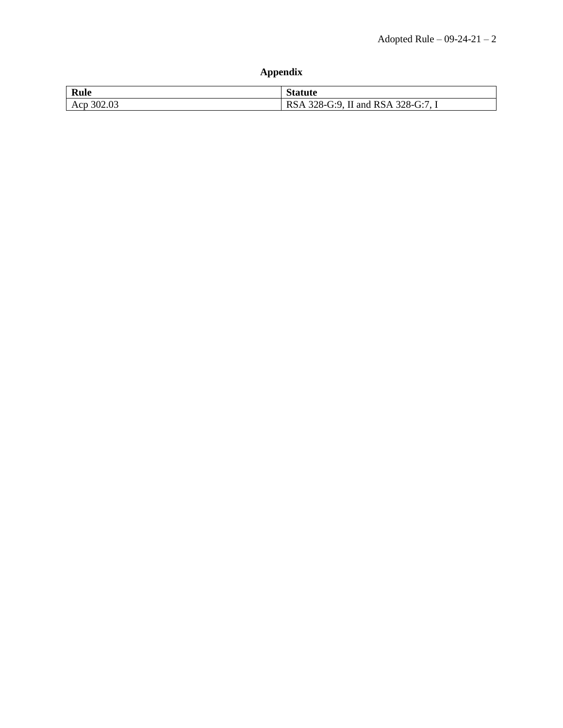# Appendix

| Rule | Statute |
|---|---|
| Acp 302.03 | RSA 328-G:9, II and RSA 328-G:7, I |